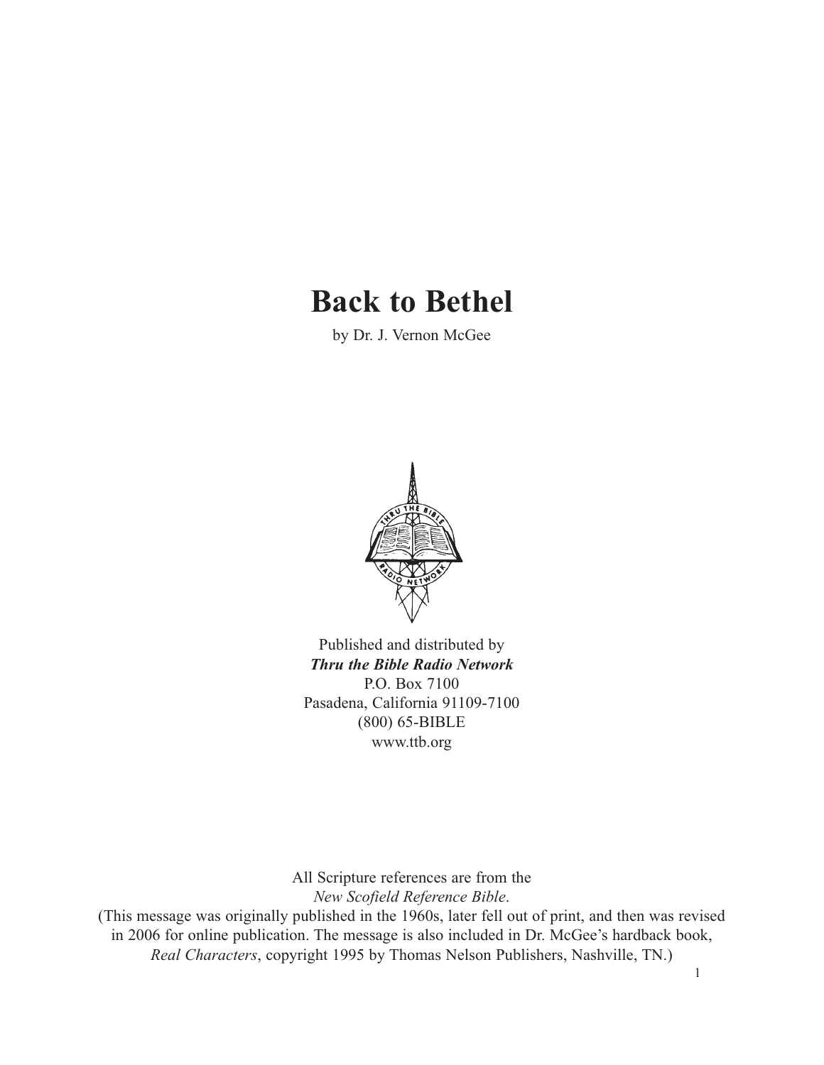# Back to Bethel

by Dr. J. Vernon McGee

Published and distributed by
***Thru the Bible Radio Network***
P.O. Box 7100
Pasadena, California 91109-7100
(800) 65-BIBLE
www.ttb.org

All Scripture references are from the
*New Scofield Reference Bible*.
(This message was originally published in the 1960s, later fell out of print, and then was revised in 2006 for online publication. The message is also included in Dr. McGee's hardback book, *Real Characters*, copyright 1995 by Thomas Nelson Publishers, Nashville, TN.)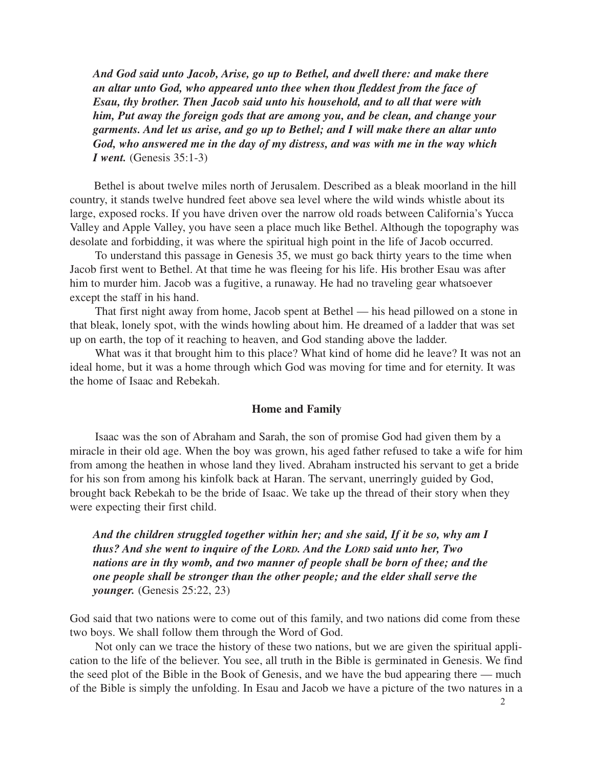*And God said unto Jacob, Arise, go up to Bethel, and dwell there: and make there an altar unto God, who appeared unto thee when thou fleddest from the face of Esau, thy brother. Then Jacob said unto his household, and to all that were with him, Put away the foreign gods that are among you, and be clean, and change your garments. And let us arise, and go up to Bethel; and I will make there an altar unto God, who answered me in the day of my distress, and was with me in the way which I went.* (Genesis 35:1-3)

Bethel is about twelve miles north of Jerusalem. Described as a bleak moorland in the hill country, it stands twelve hundred feet above sea level where the wild winds whistle about its large, exposed rocks. If you have driven over the narrow old roads between California's Yucca Valley and Apple Valley, you have seen a place much like Bethel. Although the topography was desolate and forbidding, it was where the spiritual high point in the life of Jacob occurred.

To understand this passage in Genesis 35, we must go back thirty years to the time when Jacob first went to Bethel. At that time he was fleeing for his life. His brother Esau was after him to murder him. Jacob was a fugitive, a runaway. He had no traveling gear whatsoever except the staff in his hand.

That first night away from home, Jacob spent at Bethel — his head pillowed on a stone in that bleak, lonely spot, with the winds howling about him. He dreamed of a ladder that was set up on earth, the top of it reaching to heaven, and God standing above the ladder.

What was it that brought him to this place? What kind of home did he leave? It was not an ideal home, but it was a home through which God was moving for time and for eternity. It was the home of Isaac and Rebekah.

## Home and Family

Isaac was the son of Abraham and Sarah, the son of promise God had given them by a miracle in their old age. When the boy was grown, his aged father refused to take a wife for him from among the heathen in whose land they lived. Abraham instructed his servant to get a bride for his son from among his kinfolk back at Haran. The servant, unerringly guided by God, brought back Rebekah to be the bride of Isaac. We take up the thread of their story when they were expecting their first child.

*And the children struggled together within her; and she said, If it be so, why am I thus? And she went to inquire of the LORD. And the LORD said unto her, Two nations are in thy womb, and two manner of people shall be born of thee; and the one people shall be stronger than the other people; and the elder shall serve the younger.* (Genesis 25:22, 23)

God said that two nations were to come out of this family, and two nations did come from these two boys. We shall follow them through the Word of God.

Not only can we trace the history of these two nations, but we are given the spiritual application to the life of the believer. You see, all truth in the Bible is germinated in Genesis. We find the seed plot of the Bible in the Book of Genesis, and we have the bud appearing there — much of the Bible is simply the unfolding. In Esau and Jacob we have a picture of the two natures in a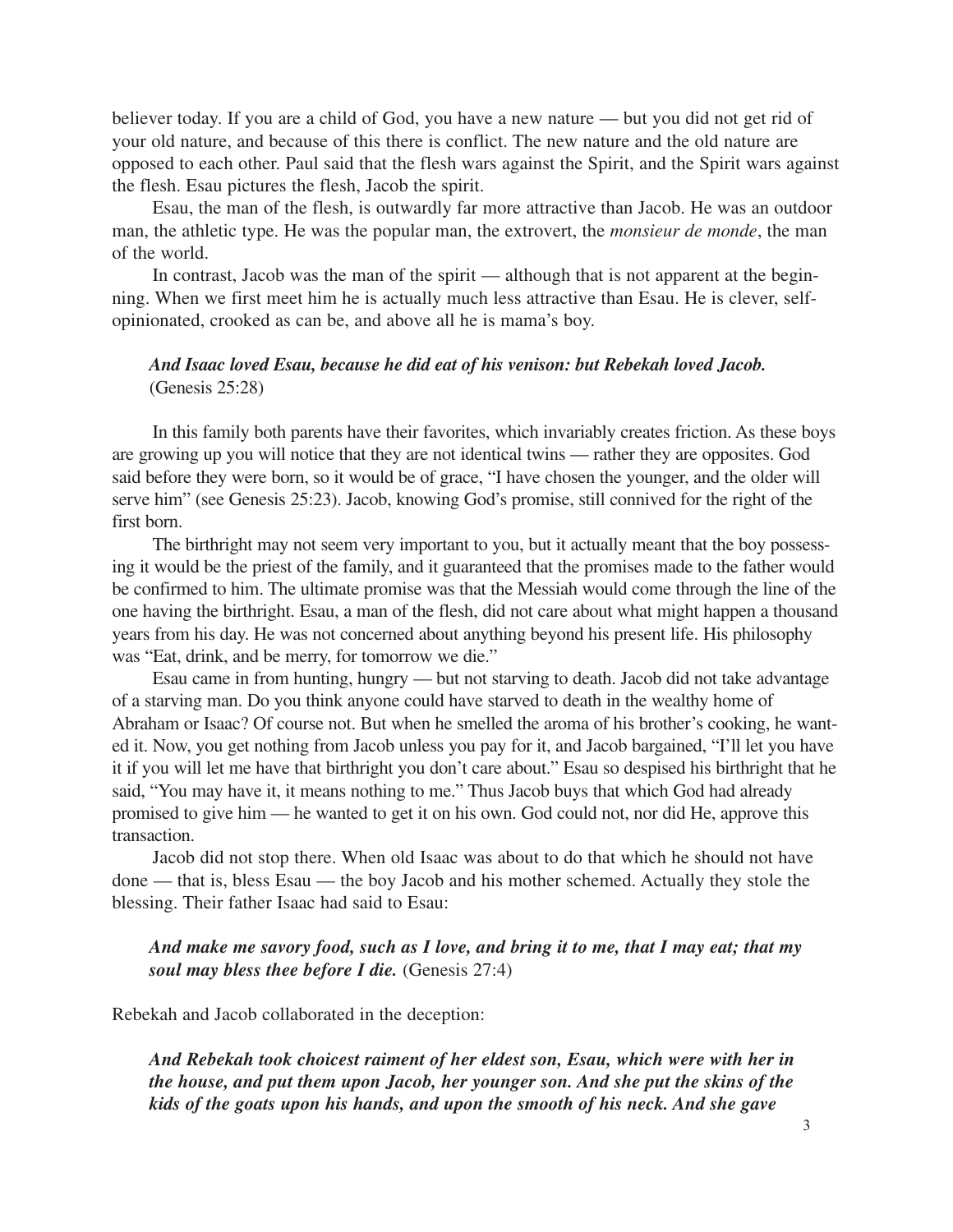believer today. If you are a child of God, you have a new nature — but you did not get rid of your old nature, and because of this there is conflict. The new nature and the old nature are opposed to each other. Paul said that the flesh wars against the Spirit, and the Spirit wars against the flesh. Esau pictures the flesh, Jacob the spirit.

Esau, the man of the flesh, is outwardly far more attractive than Jacob. He was an outdoor man, the athletic type. He was the popular man, the extrovert, the *monsieur de monde*, the man of the world.

In contrast, Jacob was the man of the spirit — although that is not apparent at the beginning. When we first meet him he is actually much less attractive than Esau. He is clever, self-opinionated, crooked as can be, and above all he is mama's boy.

> ***And Isaac loved Esau, because he did eat of his venison: but Rebekah loved Jacob.*** (Genesis 25:28)

In this family both parents have their favorites, which invariably creates friction. As these boys are growing up you will notice that they are not identical twins — rather they are opposites. God said before they were born, so it would be of grace, "I have chosen the younger, and the older will serve him" (see Genesis 25:23). Jacob, knowing God's promise, still connived for the right of the first born.

The birthright may not seem very important to you, but it actually meant that the boy possessing it would be the priest of the family, and it guaranteed that the promises made to the father would be confirmed to him. The ultimate promise was that the Messiah would come through the line of the one having the birthright. Esau, a man of the flesh, did not care about what might happen a thousand years from his day. He was not concerned about anything beyond his present life. His philosophy was "Eat, drink, and be merry, for tomorrow we die."

Esau came in from hunting, hungry — but not starving to death. Jacob did not take advantage of a starving man. Do you think anyone could have starved to death in the wealthy home of Abraham or Isaac? Of course not. But when he smelled the aroma of his brother's cooking, he wanted it. Now, you get nothing from Jacob unless you pay for it, and Jacob bargained, "I'll let you have it if you will let me have that birthright you don't care about." Esau so despised his birthright that he said, "You may have it, it means nothing to me." Thus Jacob buys that which God had already promised to give him — he wanted to get it on his own. God could not, nor did He, approve this transaction.

Jacob did not stop there. When old Isaac was about to do that which he should not have done — that is, bless Esau — the boy Jacob and his mother schemed. Actually they stole the blessing. Their father Isaac had said to Esau:

> ***And make me savory food, such as I love, and bring it to me, that I may eat; that my soul may bless thee before I die.*** (Genesis 27:4)

Rebekah and Jacob collaborated in the deception:

> ***And Rebekah took choicest raiment of her eldest son, Esau, which were with her in the house, and put them upon Jacob, her younger son. And she put the skins of the kids of the goats upon his hands, and upon the smooth of his neck. And she gave***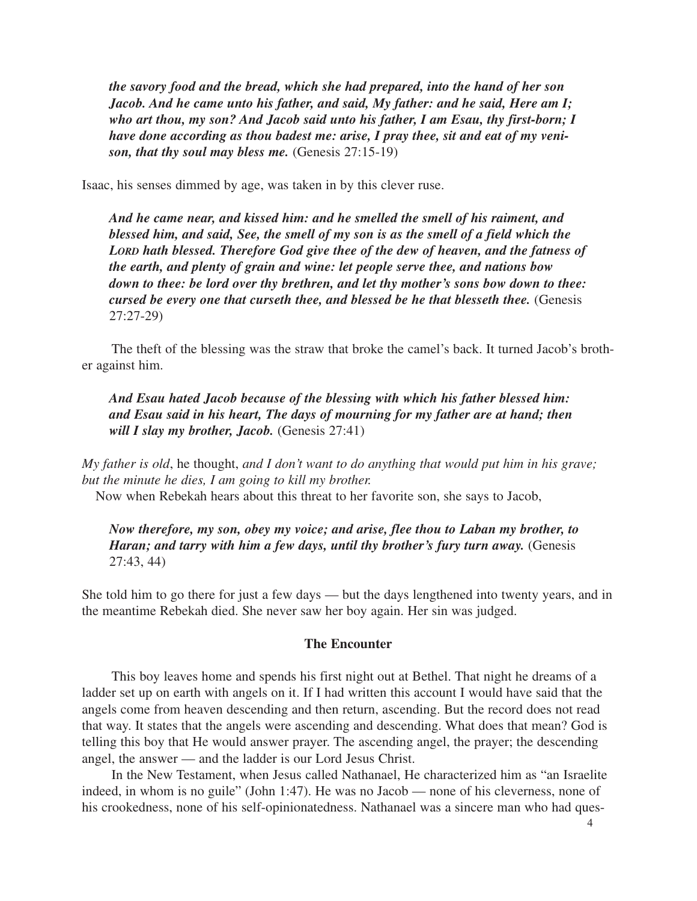*the savory food and the bread, which she had prepared, into the hand of her son Jacob. And he came unto his father, and said, My father: and he said, Here am I; who art thou, my son? And Jacob said unto his father, I am Esau, thy first-born; I have done according as thou badest me: arise, I pray thee, sit and eat of my venison, that thy soul may bless me.* (Genesis 27:15-19)

Isaac, his senses dimmed by age, was taken in by this clever ruse.

*And he came near, and kissed him: and he smelled the smell of his raiment, and blessed him, and said, See, the smell of my son is as the smell of a field which the LORD hath blessed. Therefore God give thee of the dew of heaven, and the fatness of the earth, and plenty of grain and wine: let people serve thee, and nations bow down to thee: be lord over thy brethren, and let thy mother's sons bow down to thee: cursed be every one that curseth thee, and blessed be he that blesseth thee.* (Genesis 27:27-29)

The theft of the blessing was the straw that broke the camel's back. It turned Jacob's brother against him.

*And Esau hated Jacob because of the blessing with which his father blessed him: and Esau said in his heart, The days of mourning for my father are at hand; then will I slay my brother, Jacob.* (Genesis 27:41)

*My father is old*, he thought, *and I don't want to do anything that would put him in his grave; but the minute he dies, I am going to kill my brother.*

Now when Rebekah hears about this threat to her favorite son, she says to Jacob,

*Now therefore, my son, obey my voice; and arise, flee thou to Laban my brother, to Haran; and tarry with him a few days, until thy brother's fury turn away.* (Genesis 27:43, 44)

She told him to go there for just a few days — but the days lengthened into twenty years, and in the meantime Rebekah died. She never saw her boy again. Her sin was judged.

### The Encounter

This boy leaves home and spends his first night out at Bethel. That night he dreams of a ladder set up on earth with angels on it. If I had written this account I would have said that the angels come from heaven descending and then return, ascending. But the record does not read that way. It states that the angels were ascending and descending. What does that mean? God is telling this boy that He would answer prayer. The ascending angel, the prayer; the descending angel, the answer — and the ladder is our Lord Jesus Christ.

In the New Testament, when Jesus called Nathanael, He characterized him as "an Israelite indeed, in whom is no guile" (John 1:47). He was no Jacob — none of his cleverness, none of his crookedness, none of his self-opinionatedness. Nathanael was a sincere man who had ques-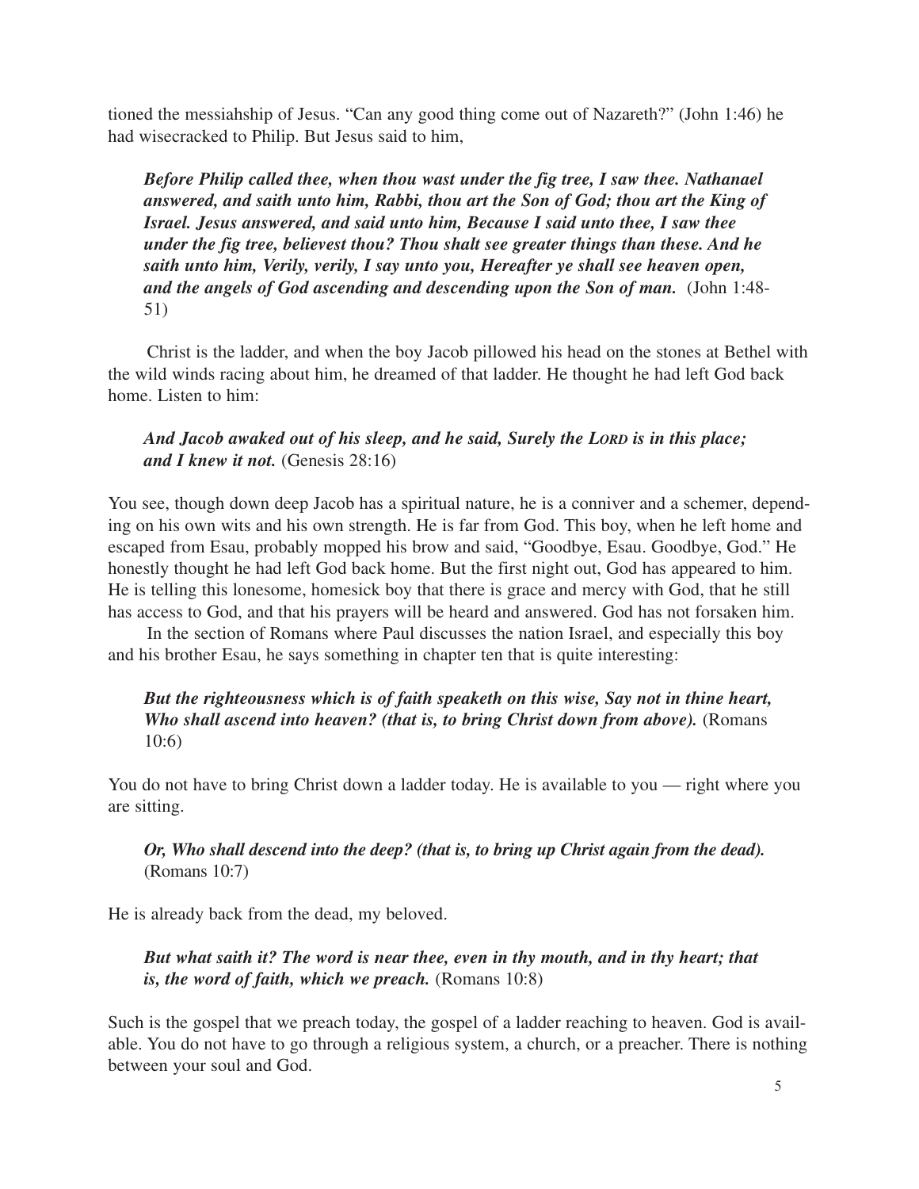tioned the messiahship of Jesus. "Can any good thing come out of Nazareth?" (John 1:46) he had wisecracked to Philip. But Jesus said to him,

> ***Before Philip called thee, when thou wast under the fig tree, I saw thee. Nathanael answered, and saith unto him, Rabbi, thou art the Son of God; thou art the King of Israel. Jesus answered, and said unto him, Because I said unto thee, I saw thee under the fig tree, believest thou? Thou shalt see greater things than these. And he saith unto him, Verily, verily, I say unto you, Hereafter ye shall see heaven open, and the angels of God ascending and descending upon the Son of man.*** (John 1:48-51)

Christ is the ladder, and when the boy Jacob pillowed his head on the stones at Bethel with the wild winds racing about him, he dreamed of that ladder. He thought he had left God back home. Listen to him:

> ***And Jacob awaked out of his sleep, and he said, Surely the LORD is in this place; and I knew it not.*** (Genesis 28:16)

You see, though down deep Jacob has a spiritual nature, he is a conniver and a schemer, depending on his own wits and his own strength. He is far from God. This boy, when he left home and escaped from Esau, probably mopped his brow and said, "Goodbye, Esau. Goodbye, God." He honestly thought he had left God back home. But the first night out, God has appeared to him. He is telling this lonesome, homesick boy that there is grace and mercy with God, that he still has access to God, and that his prayers will be heard and answered. God has not forsaken him.

In the section of Romans where Paul discusses the nation Israel, and especially this boy and his brother Esau, he says something in chapter ten that is quite interesting:

> ***But the righteousness which is of faith speaketh on this wise, Say not in thine heart, Who shall ascend into heaven? (that is, to bring Christ down from above).*** (Romans 10:6)

You do not have to bring Christ down a ladder today. He is available to you — right where you are sitting.

> ***Or, Who shall descend into the deep? (that is, to bring up Christ again from the dead).*** (Romans 10:7)

He is already back from the dead, my beloved.

> ***But what saith it? The word is near thee, even in thy mouth, and in thy heart; that is, the word of faith, which we preach.*** (Romans 10:8)

Such is the gospel that we preach today, the gospel of a ladder reaching to heaven. God is available. You do not have to go through a religious system, a church, or a preacher. There is nothing between your soul and God.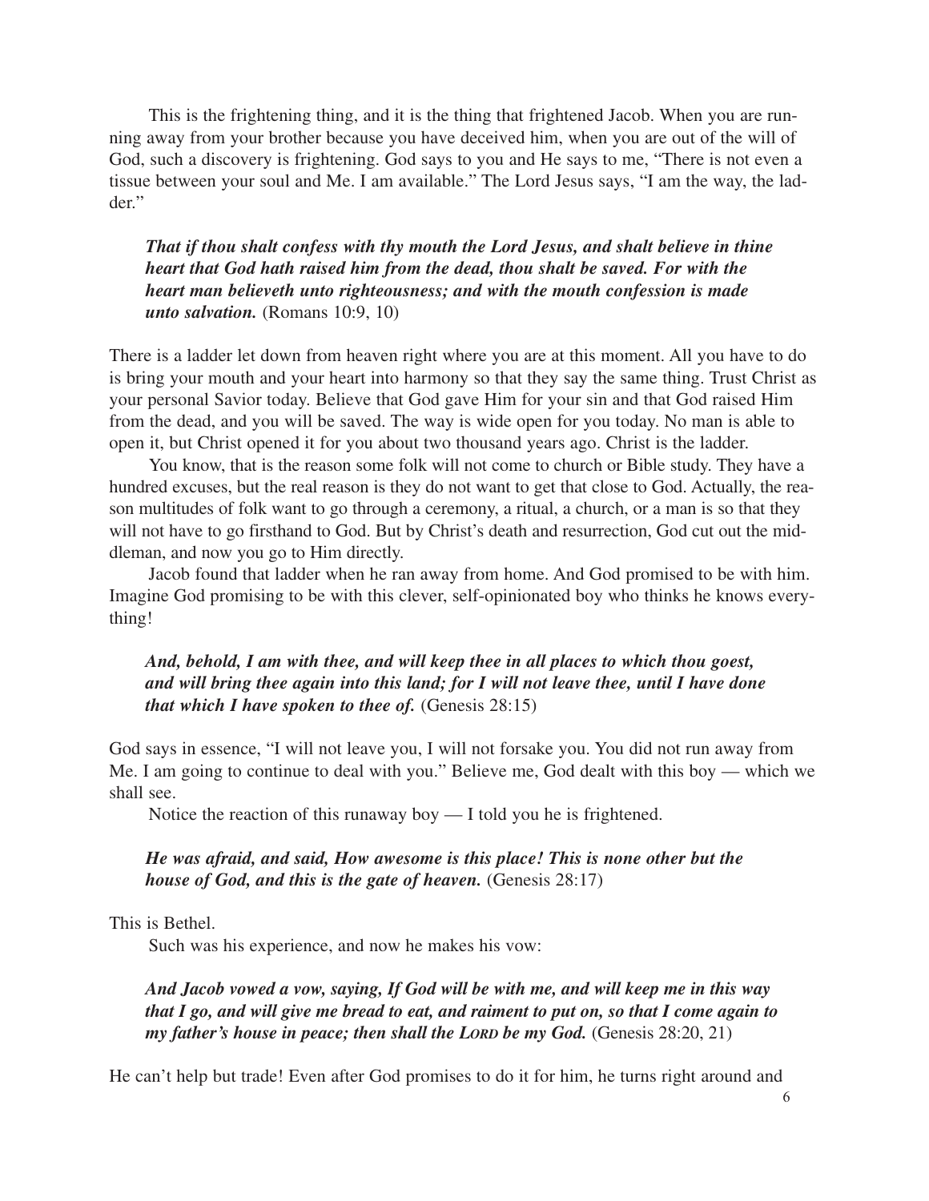This is the frightening thing, and it is the thing that frightened Jacob. When you are running away from your brother because you have deceived him, when you are out of the will of God, such a discovery is frightening. God says to you and He says to me, "There is not even a tissue between your soul and Me. I am available." The Lord Jesus says, "I am the way, the ladder."

> ***That if thou shalt confess with thy mouth the Lord Jesus, and shalt believe in thine heart that God hath raised him from the dead, thou shalt be saved. For with the heart man believeth unto righteousness; and with the mouth confession is made unto salvation.*** (Romans 10:9, 10)

There is a ladder let down from heaven right where you are at this moment. All you have to do is bring your mouth and your heart into harmony so that they say the same thing. Trust Christ as your personal Savior today. Believe that God gave Him for your sin and that God raised Him from the dead, and you will be saved. The way is wide open for you today. No man is able to open it, but Christ opened it for you about two thousand years ago. Christ is the ladder.

You know, that is the reason some folk will not come to church or Bible study. They have a hundred excuses, but the real reason is they do not want to get that close to God. Actually, the reason multitudes of folk want to go through a ceremony, a ritual, a church, or a man is so that they will not have to go firsthand to God. But by Christ's death and resurrection, God cut out the middleman, and now you go to Him directly.

Jacob found that ladder when he ran away from home. And God promised to be with him. Imagine God promising to be with this clever, self-opinionated boy who thinks he knows everything!

> ***And, behold, I am with thee, and will keep thee in all places to which thou goest, and will bring thee again into this land; for I will not leave thee, until I have done that which I have spoken to thee of.*** (Genesis 28:15)

God says in essence, "I will not leave you, I will not forsake you. You did not run away from Me. I am going to continue to deal with you." Believe me, God dealt with this boy — which we shall see.

Notice the reaction of this runaway boy — I told you he is frightened.

> ***He was afraid, and said, How awesome is this place! This is none other but the house of God, and this is the gate of heaven.*** (Genesis 28:17)

This is Bethel.

Such was his experience, and now he makes his vow:

> ***And Jacob vowed a vow, saying, If God will be with me, and will keep me in this way that I go, and will give me bread to eat, and raiment to put on, so that I come again to my father's house in peace; then shall the LORD be my God.*** (Genesis 28:20, 21)

He can't help but trade! Even after God promises to do it for him, he turns right around and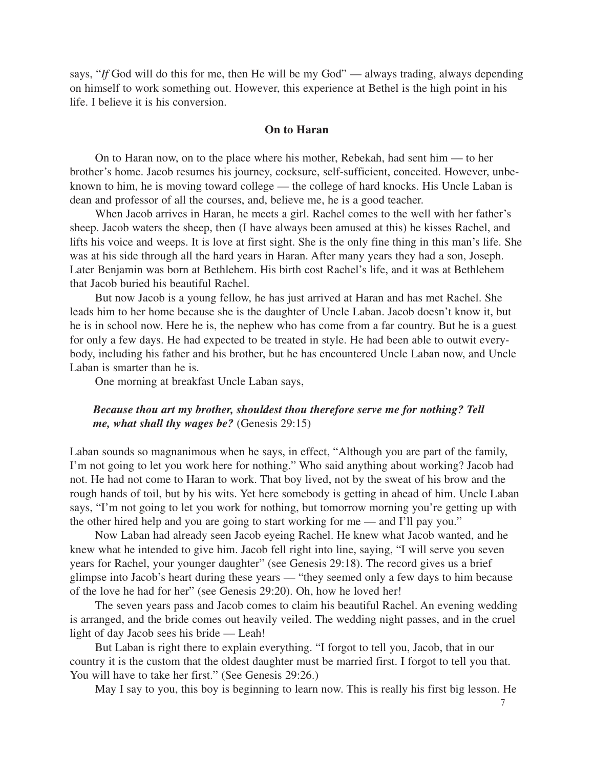says, "*If* God will do this for me, then He will be my God" — always trading, always depending on himself to work something out. However, this experience at Bethel is the high point in his life. I believe it is his conversion.

### On to Haran

On to Haran now, on to the place where his mother, Rebekah, had sent him — to her brother's home. Jacob resumes his journey, cocksure, self-sufficient, conceited. However, unbeknown to him, he is moving toward college — the college of hard knocks. His Uncle Laban is dean and professor of all the courses, and, believe me, he is a good teacher.

When Jacob arrives in Haran, he meets a girl. Rachel comes to the well with her father's sheep. Jacob waters the sheep, then (I have always been amused at this) he kisses Rachel, and lifts his voice and weeps. It is love at first sight. She is the only fine thing in this man's life. She was at his side through all the hard years in Haran. After many years they had a son, Joseph. Later Benjamin was born at Bethlehem. His birth cost Rachel's life, and it was at Bethlehem that Jacob buried his beautiful Rachel.

But now Jacob is a young fellow, he has just arrived at Haran and has met Rachel. She leads him to her home because she is the daughter of Uncle Laban. Jacob doesn't know it, but he is in school now. Here he is, the nephew who has come from a far country. But he is a guest for only a few days. He had expected to be treated in style. He had been able to outwit everybody, including his father and his brother, but he has encountered Uncle Laban now, and Uncle Laban is smarter than he is.

One morning at breakfast Uncle Laban says,

> ***Because thou art my brother, shouldest thou therefore serve me for nothing? Tell me, what shall thy wages be?*** (Genesis 29:15)

Laban sounds so magnanimous when he says, in effect, "Although you are part of the family, I'm not going to let you work here for nothing." Who said anything about working? Jacob had not. He had not come to Haran to work. That boy lived, not by the sweat of his brow and the rough hands of toil, but by his wits. Yet here somebody is getting in ahead of him. Uncle Laban says, "I'm not going to let you work for nothing, but tomorrow morning you're getting up with the other hired help and you are going to start working for me — and I'll pay you."

Now Laban had already seen Jacob eyeing Rachel. He knew what Jacob wanted, and he knew what he intended to give him. Jacob fell right into line, saying, "I will serve you seven years for Rachel, your younger daughter" (see Genesis 29:18). The record gives us a brief glimpse into Jacob's heart during these years — "they seemed only a few days to him because of the love he had for her" (see Genesis 29:20). Oh, how he loved her!

The seven years pass and Jacob comes to claim his beautiful Rachel. An evening wedding is arranged, and the bride comes out heavily veiled. The wedding night passes, and in the cruel light of day Jacob sees his bride — Leah!

But Laban is right there to explain everything. "I forgot to tell you, Jacob, that in our country it is the custom that the oldest daughter must be married first. I forgot to tell you that. You will have to take her first." (See Genesis 29:26.)

May I say to you, this boy is beginning to learn now. This is really his first big lesson. He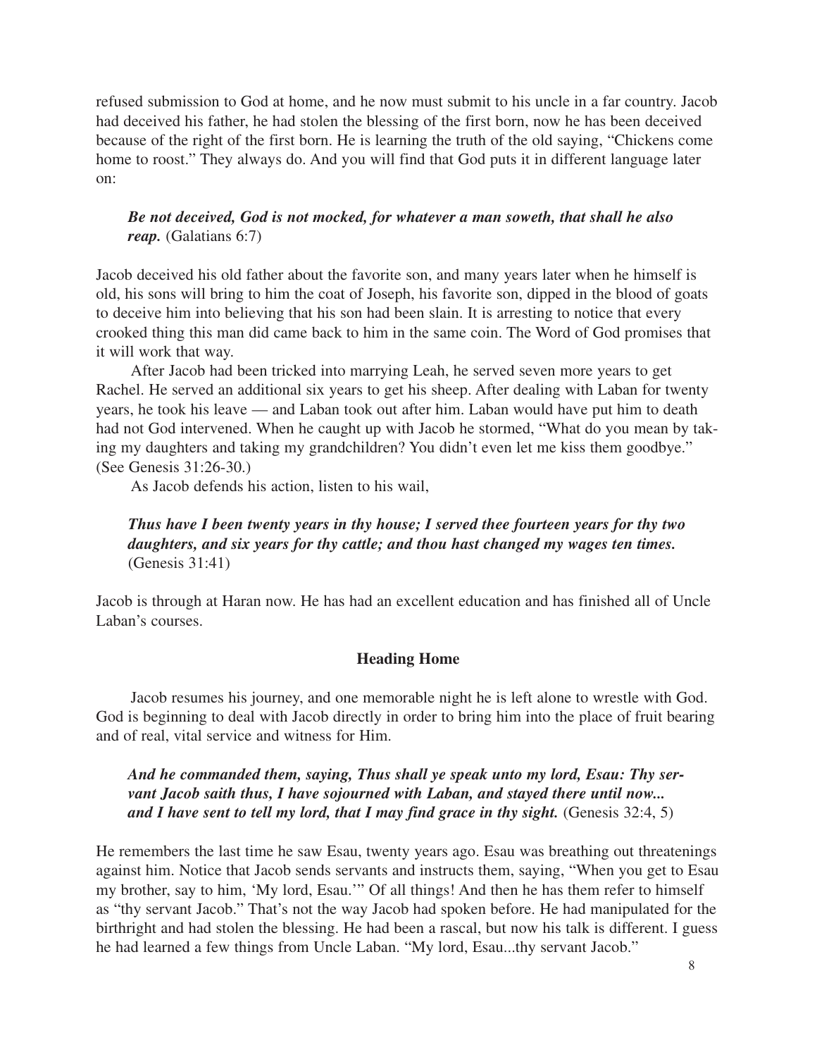refused submission to God at home, and he now must submit to his uncle in a far country. Jacob had deceived his father, he had stolen the blessing of the first born, now he has been deceived because of the right of the first born. He is learning the truth of the old saying, "Chickens come home to roost." They always do. And you will find that God puts it in different language later on:

> ***Be not deceived, God is not mocked, for whatever a man soweth, that shall he also reap.*** (Galatians 6:7)

Jacob deceived his old father about the favorite son, and many years later when he himself is old, his sons will bring to him the coat of Joseph, his favorite son, dipped in the blood of goats to deceive him into believing that his son had been slain. It is arresting to notice that every crooked thing this man did came back to him in the same coin. The Word of God promises that it will work that way.

After Jacob had been tricked into marrying Leah, he served seven more years to get Rachel. He served an additional six years to get his sheep. After dealing with Laban for twenty years, he took his leave — and Laban took out after him. Laban would have put him to death had not God intervened. When he caught up with Jacob he stormed, "What do you mean by taking my daughters and taking my grandchildren? You didn't even let me kiss them goodbye." (See Genesis 31:26-30.)

As Jacob defends his action, listen to his wail,

> ***Thus have I been twenty years in thy house; I served thee fourteen years for thy two daughters, and six years for thy cattle; and thou hast changed my wages ten times.*** (Genesis 31:41)

Jacob is through at Haran now. He has had an excellent education and has finished all of Uncle Laban's courses.

## Heading Home

Jacob resumes his journey, and one memorable night he is left alone to wrestle with God. God is beginning to deal with Jacob directly in order to bring him into the place of fruit bearing and of real, vital service and witness for Him.

> ***And he commanded them, saying, Thus shall ye speak unto my lord, Esau: Thy servant Jacob saith thus, I have sojourned with Laban, and stayed there until now... and I have sent to tell my lord, that I may find grace in thy sight.*** (Genesis 32:4, 5)

He remembers the last time he saw Esau, twenty years ago. Esau was breathing out threatenings against him. Notice that Jacob sends servants and instructs them, saying, "When you get to Esau my brother, say to him, 'My lord, Esau.'" Of all things! And then he has them refer to himself as "thy servant Jacob." That's not the way Jacob had spoken before. He had manipulated for the birthright and had stolen the blessing. He had been a rascal, but now his talk is different. I guess he had learned a few things from Uncle Laban. "My lord, Esau...thy servant Jacob."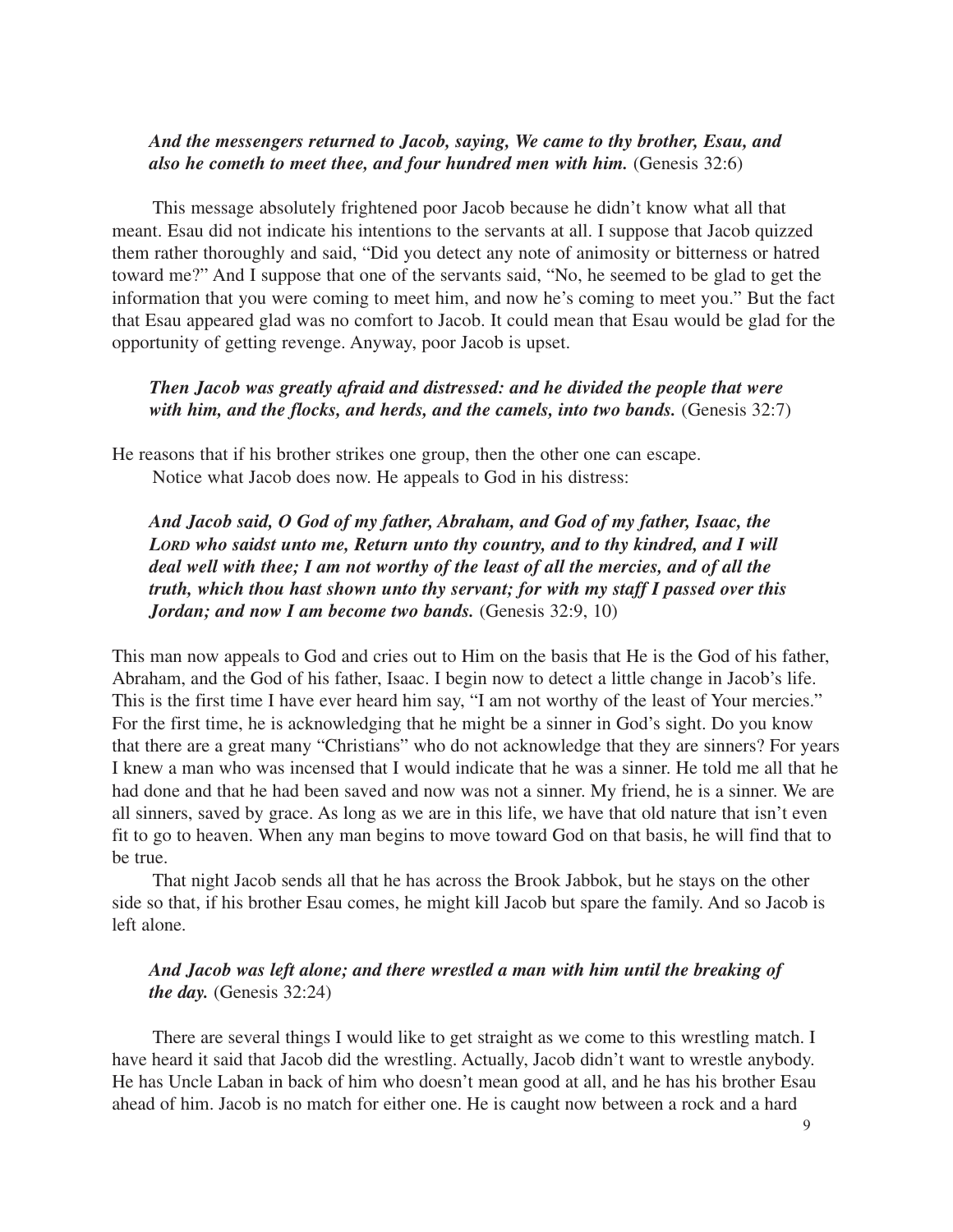*And the messengers returned to Jacob, saying, We came to thy brother, Esau, and also he cometh to meet thee, and four hundred men with him.* (Genesis 32:6)

This message absolutely frightened poor Jacob because he didn't know what all that meant. Esau did not indicate his intentions to the servants at all. I suppose that Jacob quizzed them rather thoroughly and said, "Did you detect any note of animosity or bitterness or hatred toward me?" And I suppose that one of the servants said, "No, he seemed to be glad to get the information that you were coming to meet him, and now he's coming to meet you." But the fact that Esau appeared glad was no comfort to Jacob. It could mean that Esau would be glad for the opportunity of getting revenge. Anyway, poor Jacob is upset.

*Then Jacob was greatly afraid and distressed: and he divided the people that were with him, and the flocks, and herds, and the camels, into two bands.* (Genesis 32:7)

He reasons that if his brother strikes one group, then the other one can escape.

Notice what Jacob does now. He appeals to God in his distress:

*And Jacob said, O God of my father, Abraham, and God of my father, Isaac, the LORD who saidst unto me, Return unto thy country, and to thy kindred, and I will deal well with thee; I am not worthy of the least of all the mercies, and of all the truth, which thou hast shown unto thy servant; for with my staff I passed over this Jordan; and now I am become two bands.* (Genesis 32:9, 10)

This man now appeals to God and cries out to Him on the basis that He is the God of his father, Abraham, and the God of his father, Isaac. I begin now to detect a little change in Jacob's life. This is the first time I have ever heard him say, "I am not worthy of the least of Your mercies." For the first time, he is acknowledging that he might be a sinner in God's sight. Do you know that there are a great many "Christians" who do not acknowledge that they are sinners? For years I knew a man who was incensed that I would indicate that he was a sinner. He told me all that he had done and that he had been saved and now was not a sinner. My friend, he is a sinner. We are all sinners, saved by grace. As long as we are in this life, we have that old nature that isn't even fit to go to heaven. When any man begins to move toward God on that basis, he will find that to be true.

That night Jacob sends all that he has across the Brook Jabbok, but he stays on the other side so that, if his brother Esau comes, he might kill Jacob but spare the family. And so Jacob is left alone.

*And Jacob was left alone; and there wrestled a man with him until the breaking of the day.* (Genesis 32:24)

There are several things I would like to get straight as we come to this wrestling match. I have heard it said that Jacob did the wrestling. Actually, Jacob didn't want to wrestle anybody. He has Uncle Laban in back of him who doesn't mean good at all, and he has his brother Esau ahead of him. Jacob is no match for either one. He is caught now between a rock and a hard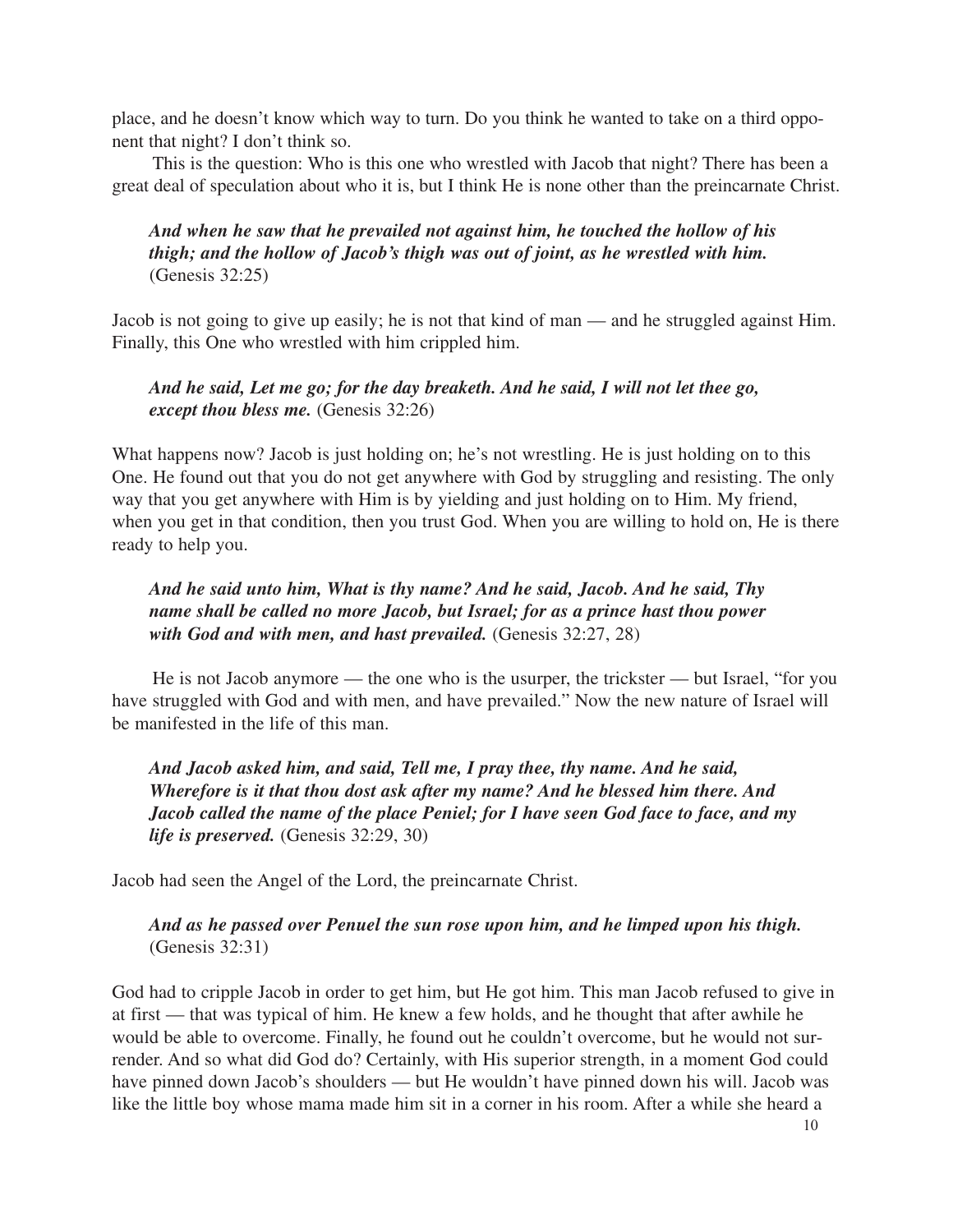place, and he doesn't know which way to turn. Do you think he wanted to take on a third opponent that night? I don't think so.

This is the question: Who is this one who wrestled with Jacob that night? There has been a great deal of speculation about who it is, but I think He is none other than the preincarnate Christ.

> ***And when he saw that he prevailed not against him, he touched the hollow of his thigh; and the hollow of Jacob's thigh was out of joint, as he wrestled with him.*** (Genesis 32:25)

Jacob is not going to give up easily; he is not that kind of man — and he struggled against Him. Finally, this One who wrestled with him crippled him.

> ***And he said, Let me go; for the day breaketh. And he said, I will not let thee go, except thou bless me.*** (Genesis 32:26)

What happens now? Jacob is just holding on; he's not wrestling. He is just holding on to this One. He found out that you do not get anywhere with God by struggling and resisting. The only way that you get anywhere with Him is by yielding and just holding on to Him. My friend, when you get in that condition, then you trust God. When you are willing to hold on, He is there ready to help you.

> ***And he said unto him, What is thy name? And he said, Jacob. And he said, Thy name shall be called no more Jacob, but Israel; for as a prince hast thou power with God and with men, and hast prevailed.*** (Genesis 32:27, 28)

He is not Jacob anymore — the one who is the usurper, the trickster — but Israel, "for you have struggled with God and with men, and have prevailed." Now the new nature of Israel will be manifested in the life of this man.

> ***And Jacob asked him, and said, Tell me, I pray thee, thy name. And he said, Wherefore is it that thou dost ask after my name? And he blessed him there. And Jacob called the name of the place Peniel; for I have seen God face to face, and my life is preserved.*** (Genesis 32:29, 30)

Jacob had seen the Angel of the Lord, the preincarnate Christ.

> ***And as he passed over Penuel the sun rose upon him, and he limped upon his thigh.*** (Genesis 32:31)

God had to cripple Jacob in order to get him, but He got him. This man Jacob refused to give in at first — that was typical of him. He knew a few holds, and he thought that after awhile he would be able to overcome. Finally, he found out he couldn't overcome, but he would not surrender. And so what did God do? Certainly, with His superior strength, in a moment God could have pinned down Jacob's shoulders — but He wouldn't have pinned down his will. Jacob was like the little boy whose mama made him sit in a corner in his room. After a while she heard a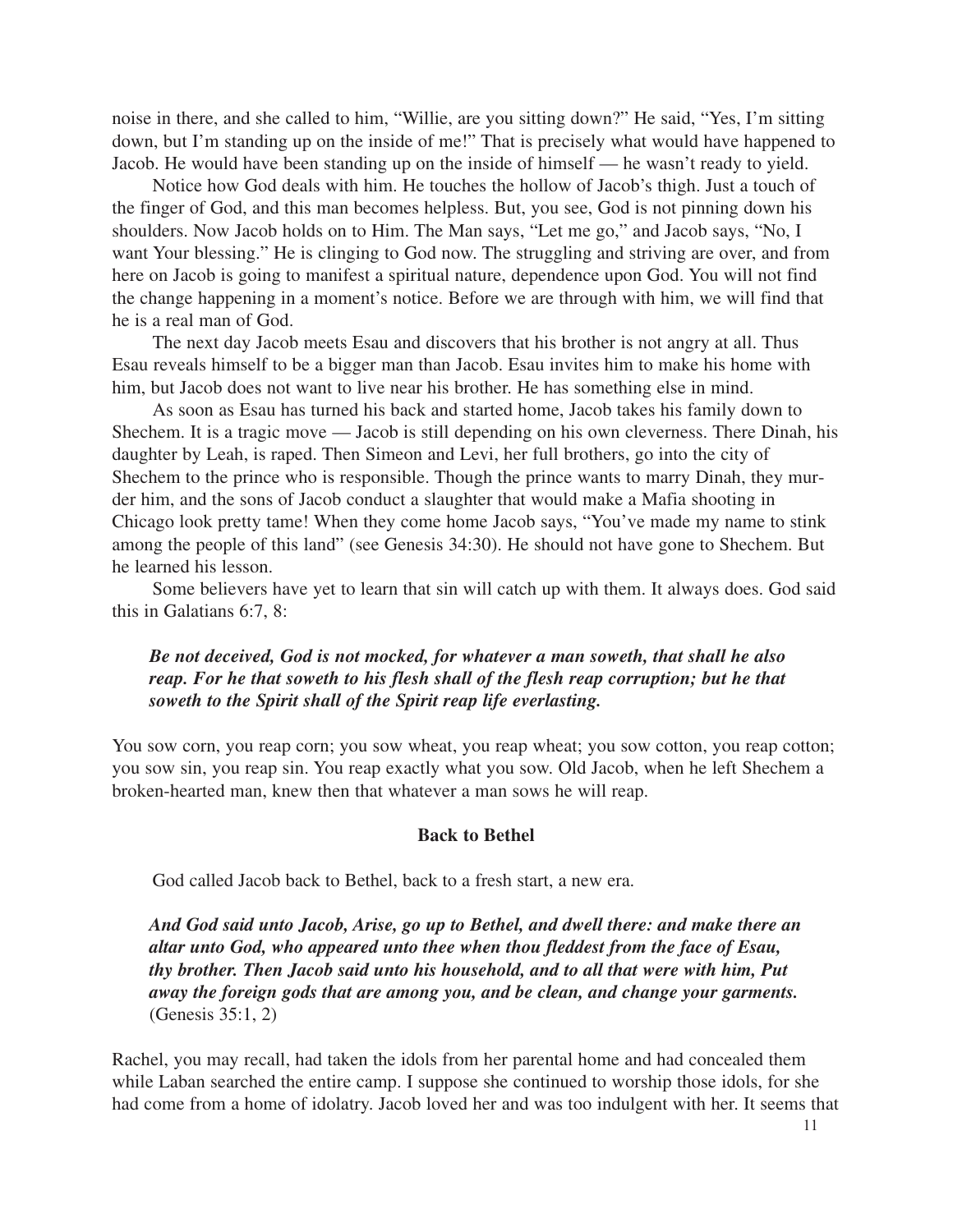noise in there, and she called to him, "Willie, are you sitting down?" He said, "Yes, I'm sitting down, but I'm standing up on the inside of me!" That is precisely what would have happened to Jacob. He would have been standing up on the inside of himself — he wasn't ready to yield.

Notice how God deals with him. He touches the hollow of Jacob's thigh. Just a touch of the finger of God, and this man becomes helpless. But, you see, God is not pinning down his shoulders. Now Jacob holds on to Him. The Man says, "Let me go," and Jacob says, "No, I want Your blessing." He is clinging to God now. The struggling and striving are over, and from here on Jacob is going to manifest a spiritual nature, dependence upon God. You will not find the change happening in a moment's notice. Before we are through with him, we will find that he is a real man of God.

The next day Jacob meets Esau and discovers that his brother is not angry at all. Thus Esau reveals himself to be a bigger man than Jacob. Esau invites him to make his home with him, but Jacob does not want to live near his brother. He has something else in mind.

As soon as Esau has turned his back and started home, Jacob takes his family down to Shechem. It is a tragic move — Jacob is still depending on his own cleverness. There Dinah, his daughter by Leah, is raped. Then Simeon and Levi, her full brothers, go into the city of Shechem to the prince who is responsible. Though the prince wants to marry Dinah, they murder him, and the sons of Jacob conduct a slaughter that would make a Mafia shooting in Chicago look pretty tame! When they come home Jacob says, "You've made my name to stink among the people of this land" (see Genesis 34:30). He should not have gone to Shechem. But he learned his lesson.

Some believers have yet to learn that sin will catch up with them. It always does. God said this in Galatians 6:7, 8:

> ***Be not deceived, God is not mocked, for whatever a man soweth, that shall he also reap. For he that soweth to his flesh shall of the flesh reap corruption; but he that soweth to the Spirit shall of the Spirit reap life everlasting.***

You sow corn, you reap corn; you sow wheat, you reap wheat; you sow cotton, you reap cotton; you sow sin, you reap sin. You reap exactly what you sow. Old Jacob, when he left Shechem a broken-hearted man, knew then that whatever a man sows he will reap.

### Back to Bethel

God called Jacob back to Bethel, back to a fresh start, a new era.

> ***And God said unto Jacob, Arise, go up to Bethel, and dwell there: and make there an altar unto God, who appeared unto thee when thou fleddest from the face of Esau, thy brother. Then Jacob said unto his household, and to all that were with him, Put away the foreign gods that are among you, and be clean, and change your garments.*** (Genesis 35:1, 2)

Rachel, you may recall, had taken the idols from her parental home and had concealed them while Laban searched the entire camp. I suppose she continued to worship those idols, for she had come from a home of idolatry. Jacob loved her and was too indulgent with her. It seems that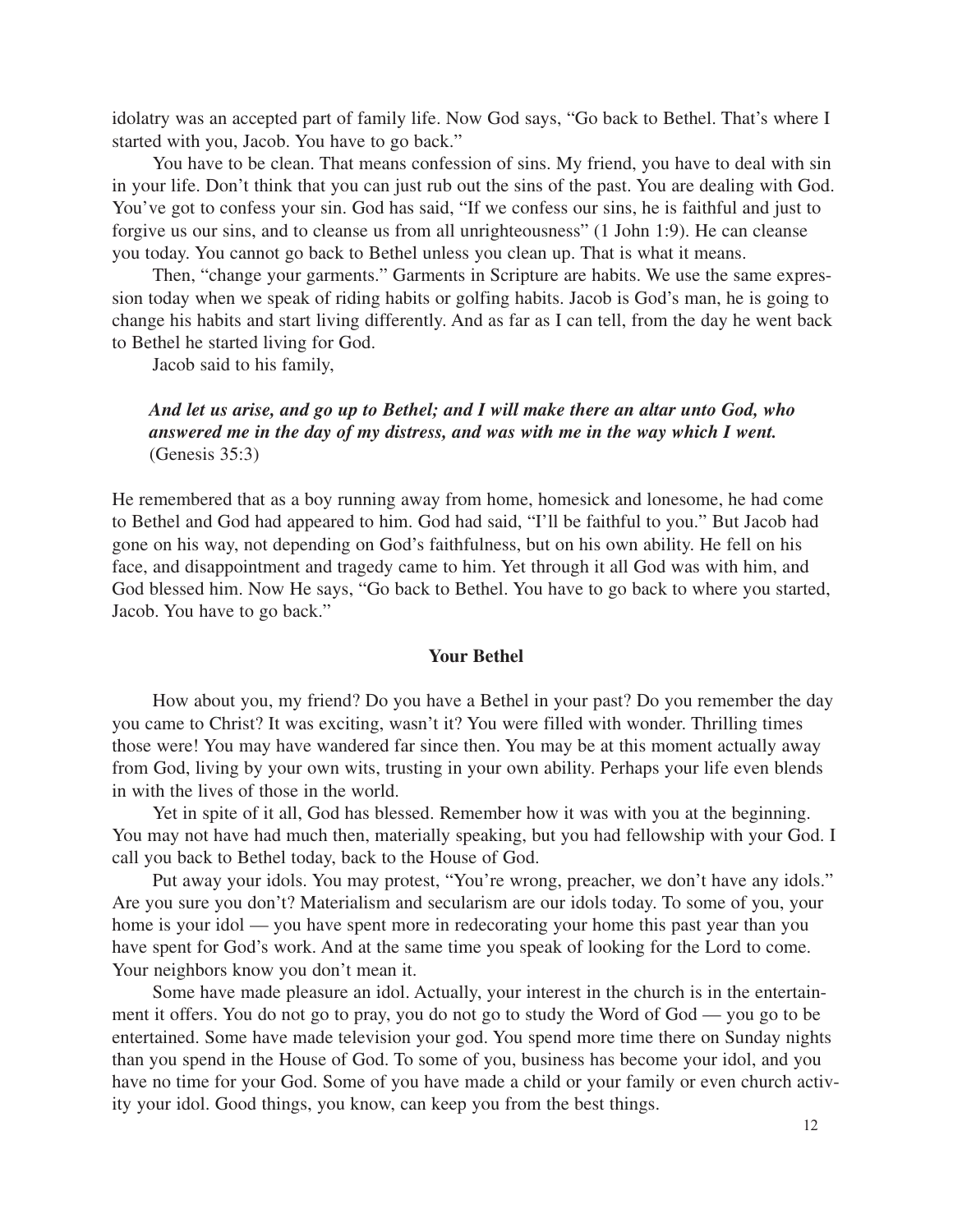idolatry was an accepted part of family life. Now God says, "Go back to Bethel. That's where I started with you, Jacob. You have to go back."

You have to be clean. That means confession of sins. My friend, you have to deal with sin in your life. Don't think that you can just rub out the sins of the past. You are dealing with God. You've got to confess your sin. God has said, "If we confess our sins, he is faithful and just to forgive us our sins, and to cleanse us from all unrighteousness" (1 John 1:9). He can cleanse you today. You cannot go back to Bethel unless you clean up. That is what it means.

Then, "change your garments." Garments in Scripture are habits. We use the same expression today when we speak of riding habits or golfing habits. Jacob is God's man, he is going to change his habits and start living differently. And as far as I can tell, from the day he went back to Bethel he started living for God.

Jacob said to his family,

> ***And let us arise, and go up to Bethel; and I will make there an altar unto God, who answered me in the day of my distress, and was with me in the way which I went.*** (Genesis 35:3)

He remembered that as a boy running away from home, homesick and lonesome, he had come to Bethel and God had appeared to him. God had said, "I'll be faithful to you." But Jacob had gone on his way, not depending on God's faithfulness, but on his own ability. He fell on his face, and disappointment and tragedy came to him. Yet through it all God was with him, and God blessed him. Now He says, "Go back to Bethel. You have to go back to where you started, Jacob. You have to go back."

### Your Bethel

How about you, my friend? Do you have a Bethel in your past? Do you remember the day you came to Christ? It was exciting, wasn't it? You were filled with wonder. Thrilling times those were! You may have wandered far since then. You may be at this moment actually away from God, living by your own wits, trusting in your own ability. Perhaps your life even blends in with the lives of those in the world.

Yet in spite of it all, God has blessed. Remember how it was with you at the beginning. You may not have had much then, materially speaking, but you had fellowship with your God. I call you back to Bethel today, back to the House of God.

Put away your idols. You may protest, "You're wrong, preacher, we don't have any idols." Are you sure you don't? Materialism and secularism are our idols today. To some of you, your home is your idol — you have spent more in redecorating your home this past year than you have spent for God's work. And at the same time you speak of looking for the Lord to come. Your neighbors know you don't mean it.

Some have made pleasure an idol. Actually, your interest in the church is in the entertainment it offers. You do not go to pray, you do not go to study the Word of God — you go to be entertained. Some have made television your god. You spend more time there on Sunday nights than you spend in the House of God. To some of you, business has become your idol, and you have no time for your God. Some of you have made a child or your family or even church activity your idol. Good things, you know, can keep you from the best things.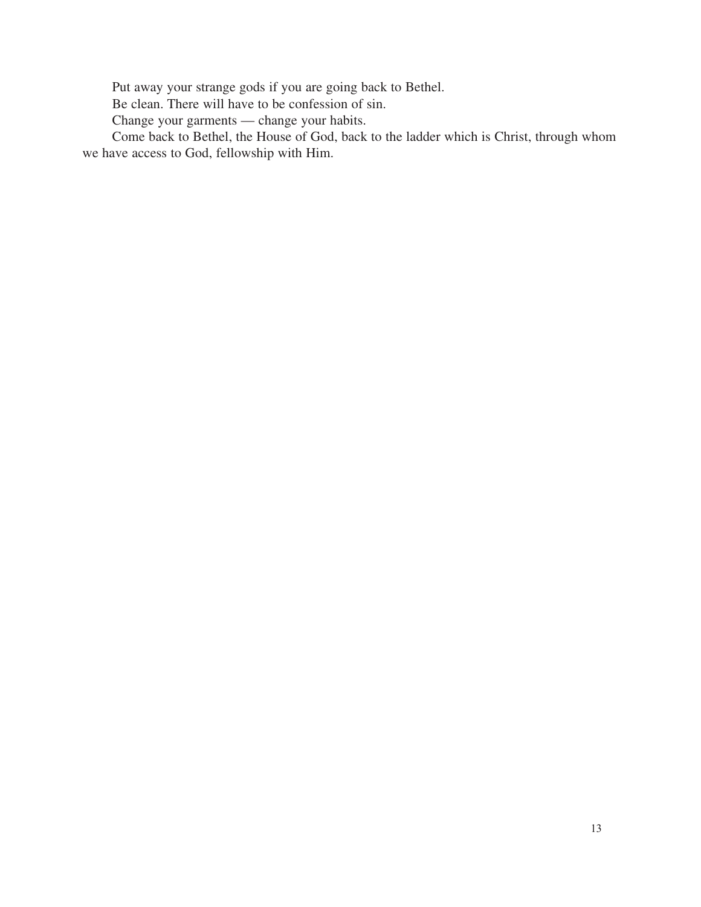Put away your strange gods if you are going back to Bethel.

Be clean. There will have to be confession of sin.

Change your garments — change your habits.

Come back to Bethel, the House of God, back to the ladder which is Christ, through whom we have access to God, fellowship with Him.